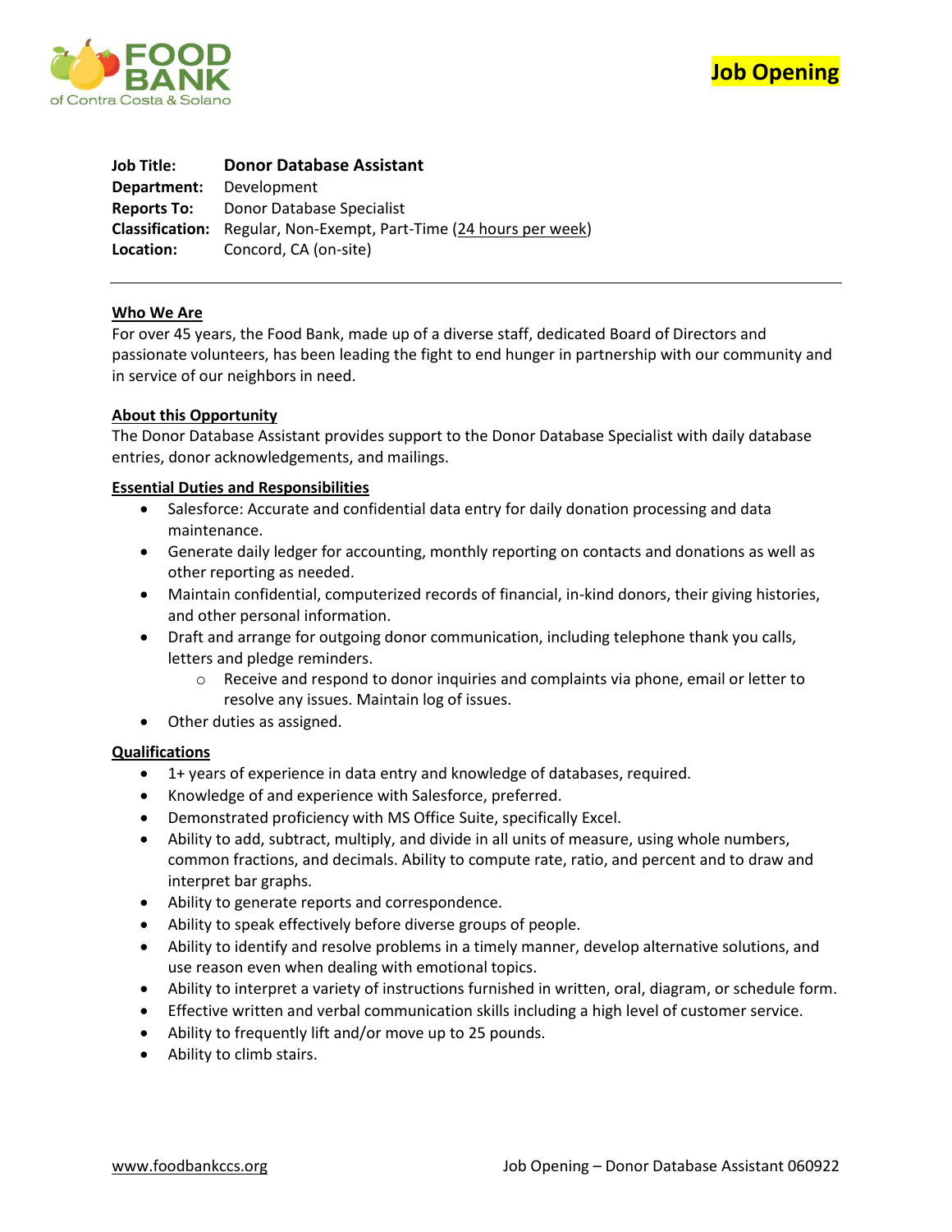FOOD BANK of Contra Costa & Solano

**Job Opening**

**Job Title:** **Donor Database Assistant**
**Department:** Development
**Reports To:** Donor Database Specialist
**Classification:** Regular, Non-Exempt, Part-Time (24 hours per week)
**Location:** Concord, CA (on-site)

---

## Who We Are

For over 45 years, the Food Bank, made up of a diverse staff, dedicated Board of Directors and passionate volunteers, has been leading the fight to end hunger in partnership with our community and in service of our neighbors in need.

## About this Opportunity

The Donor Database Assistant provides support to the Donor Database Specialist with daily database entries, donor acknowledgements, and mailings.

## Essential Duties and Responsibilities

- Salesforce: Accurate and confidential data entry for daily donation processing and data maintenance.
- Generate daily ledger for accounting, monthly reporting on contacts and donations as well as other reporting as needed.
- Maintain confidential, computerized records of financial, in-kind donors, their giving histories, and other personal information.
- Draft and arrange for outgoing donor communication, including telephone thank you calls, letters and pledge reminders.
  - Receive and respond to donor inquiries and complaints via phone, email or letter to resolve any issues. Maintain log of issues.
- Other duties as assigned.

## Qualifications

- 1+ years of experience in data entry and knowledge of databases, required.
- Knowledge of and experience with Salesforce, preferred.
- Demonstrated proficiency with MS Office Suite, specifically Excel.
- Ability to add, subtract, multiply, and divide in all units of measure, using whole numbers, common fractions, and decimals. Ability to compute rate, ratio, and percent and to draw and interpret bar graphs.
- Ability to generate reports and correspondence.
- Ability to speak effectively before diverse groups of people.
- Ability to identify and resolve problems in a timely manner, develop alternative solutions, and use reason even when dealing with emotional topics.
- Ability to interpret a variety of instructions furnished in written, oral, diagram, or schedule form.
- Effective written and verbal communication skills including a high level of customer service.
- Ability to frequently lift and/or move up to 25 pounds.
- Ability to climb stairs.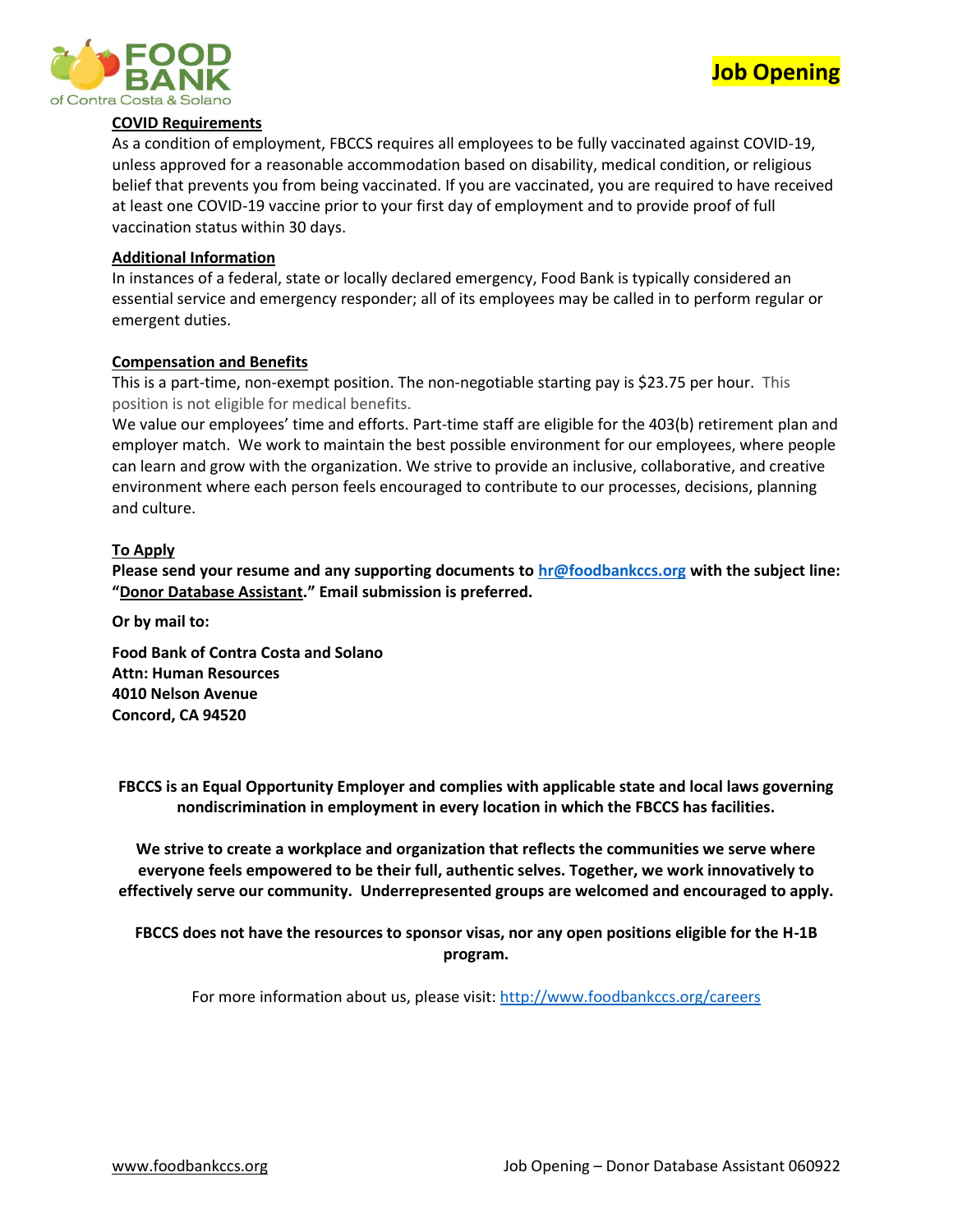## COVID Requirements

As a condition of employment, FBCCS requires all employees to be fully vaccinated against COVID-19, unless approved for a reasonable accommodation based on disability, medical condition, or religious belief that prevents you from being vaccinated. If you are vaccinated, you are required to have received at least one COVID-19 vaccine prior to your first day of employment and to provide proof of full vaccination status within 30 days.

## Additional Information

In instances of a federal, state or locally declared emergency, Food Bank is typically considered an essential service and emergency responder; all of its employees may be called in to perform regular or emergent duties.

## Compensation and Benefits

This is a part-time, non-exempt position. The non-negotiable starting pay is $23.75 per hour. This position is not eligible for medical benefits.

We value our employees' time and efforts. Part-time staff are eligible for the 403(b) retirement plan and employer match. We work to maintain the best possible environment for our employees, where people can learn and grow with the organization. We strive to provide an inclusive, collaborative, and creative environment where each person feels encouraged to contribute to our processes, decisions, planning and culture.

## To Apply

**Please send your resume and any supporting documents to [hr@foodbankccs.org](mailto:hr@foodbankccs.org) with the subject line: "Donor Database Assistant." Email submission is preferred.**

**Or by mail to:**

**Food Bank of Contra Costa and Solano**
**Attn: Human Resources**
**4010 Nelson Avenue**
**Concord, CA 94520**

**FBCCS is an Equal Opportunity Employer and complies with applicable state and local laws governing nondiscrimination in employment in every location in which the FBCCS has facilities.**

**We strive to create a workplace and organization that reflects the communities we serve where everyone feels empowered to be their full, authentic selves. Together, we work innovatively to effectively serve our community. Underrepresented groups are welcomed and encouraged to apply.**

**FBCCS does not have the resources to sponsor visas, nor any open positions eligible for the H-1B program.**

For more information about us, please visit: [http://www.foodbankccs.org/careers](http://www.foodbankccs.org/careers)